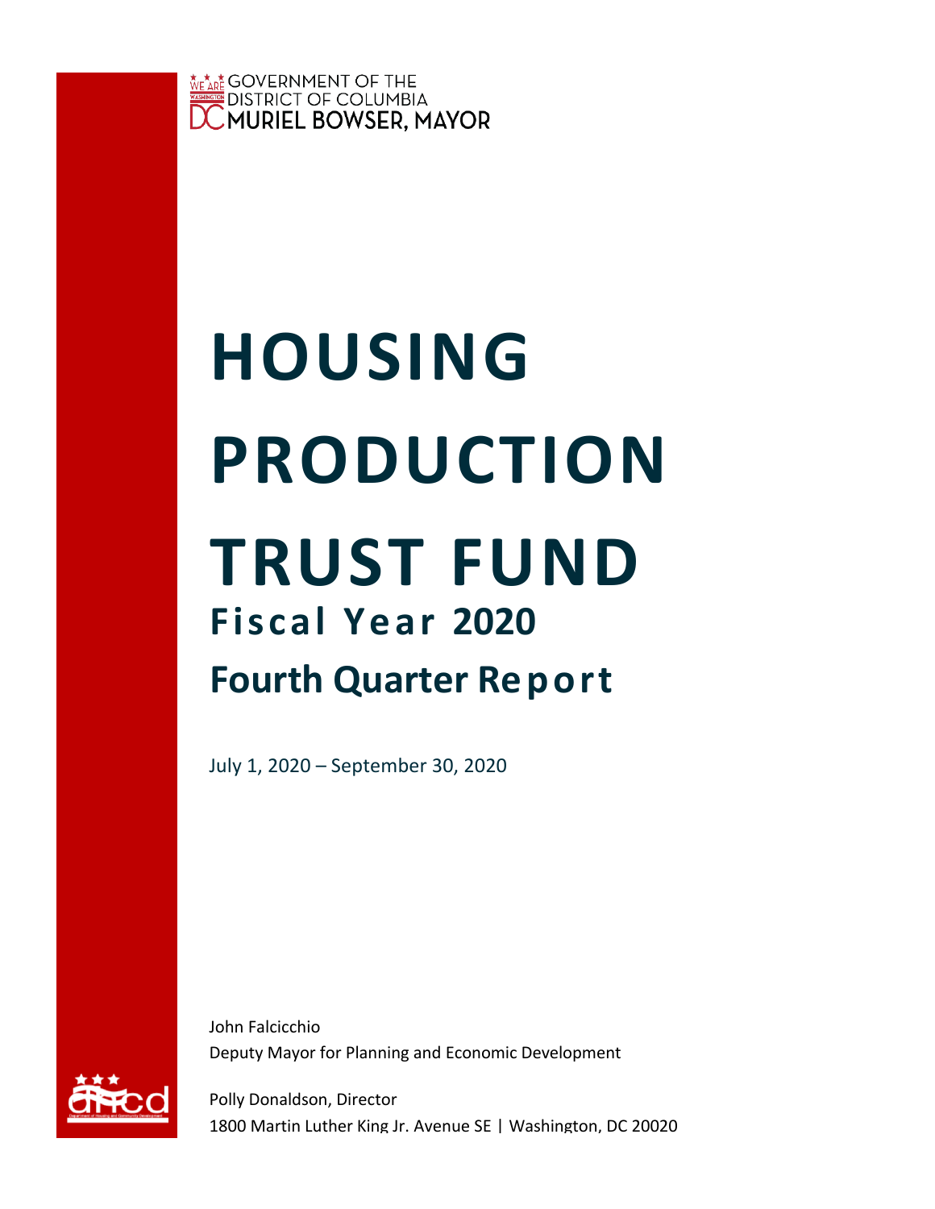GOVERNMENT OF THE DISTRICT OF COLUMBIA
MURIEL BOWSER, MAYOR

# HOUSING PRODUCTION TRUST FUND

## Fiscal Year 2020

## Fourth Quarter Report

July 1, 2020 – September 30, 2020

John Falcicchio
Deputy Mayor for Planning and Economic Development

Polly Donaldson, Director
1800 Martin Luther King Jr. Avenue SE | Washington, DC 20020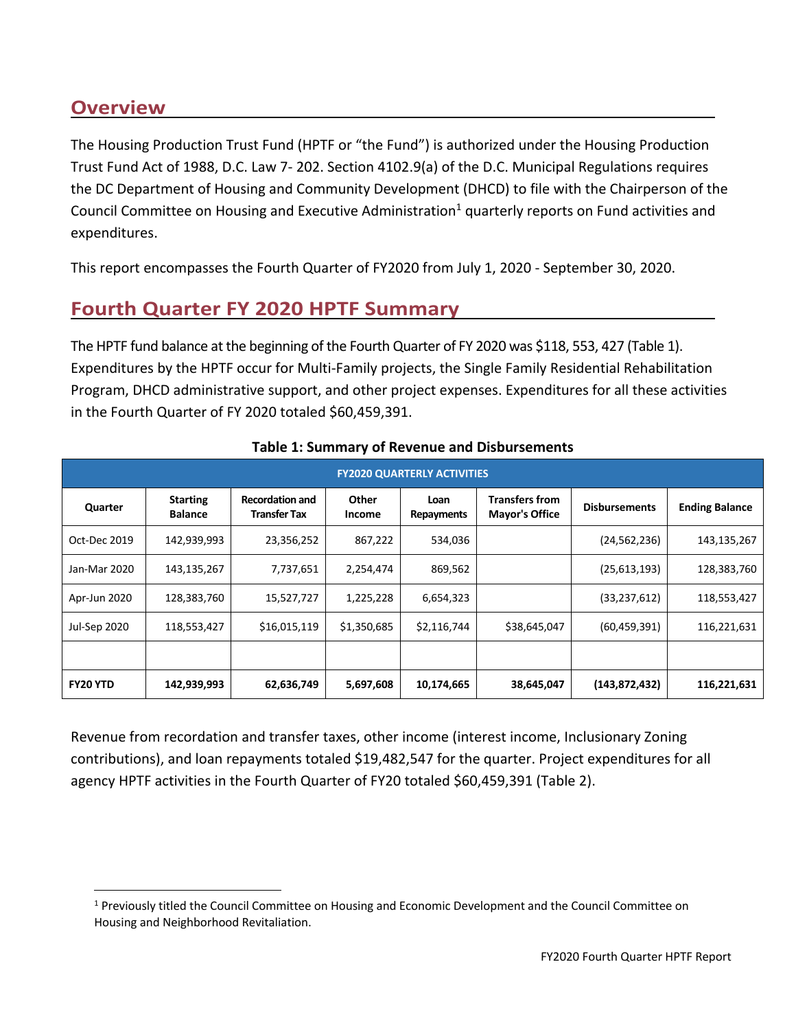## Overview

The Housing Production Trust Fund (HPTF or "the Fund") is authorized under the Housing Production Trust Fund Act of 1988, D.C. Law 7- 202. Section 4102.9(a) of the D.C. Municipal Regulations requires the DC Department of Housing and Community Development (DHCD) to file with the Chairperson of the Council Committee on Housing and Executive Administration[1] quarterly reports on Fund activities and expenditures.

This report encompasses the Fourth Quarter of FY2020 from July 1, 2020 - September 30, 2020.

## Fourth Quarter FY 2020 HPTF Summary

The HPTF fund balance at the beginning of the Fourth Quarter of FY 2020 was $118, 553, 427 (Table 1). Expenditures by the HPTF occur for Multi-Family projects, the Single Family Residential Rehabilitation Program, DHCD administrative support, and other project expenses. Expenditures for all these activities in the Fourth Quarter of FY 2020 totaled $60,459,391.

**Table 1: Summary of Revenue and Disbursements**

| FY2020 QUARTERLY ACTIVITIES | | | | | | | |
|---|---|---|---|---|---|---|---|
| **Quarter** | **Starting Balance** | **Recordation and Transfer Tax** | **Other Income** | **Loan Repayments** | **Transfers from Mayor's Office** | **Disbursements** | **Ending Balance** |
| Oct-Dec 2019 | 142,939,993 | 23,356,252 | 867,222 | 534,036 | | (24,562,236) | 143,135,267 |
| Jan-Mar 2020 | 143,135,267 | 7,737,651 | 2,254,474 | 869,562 | | (25,613,193) | 128,383,760 |
| Apr-Jun 2020 | 128,383,760 | 15,527,727 | 1,225,228 | 6,654,323 | | (33,237,612) | 118,553,427 |
| Jul-Sep 2020 | 118,553,427 | $16,015,119 | $1,350,685 | $2,116,744 | $38,645,047 | (60,459,391) | 116,221,631 |
| | | | | | | | |
| **FY20 YTD** | **142,939,993** | **62,636,749** | **5,697,608** | **10,174,665** | **38,645,047** | **(143,872,432)** | **116,221,631** |

Revenue from recordation and transfer taxes, other income (interest income, Inclusionary Zoning contributions), and loan repayments totaled $19,482,547 for the quarter. Project expenditures for all agency HPTF activities in the Fourth Quarter of FY20 totaled $60,459,391 (Table 2).

[1] Previously titled the Council Committee on Housing and Economic Development and the Council Committee on Housing and Neighborhood Revitaliation.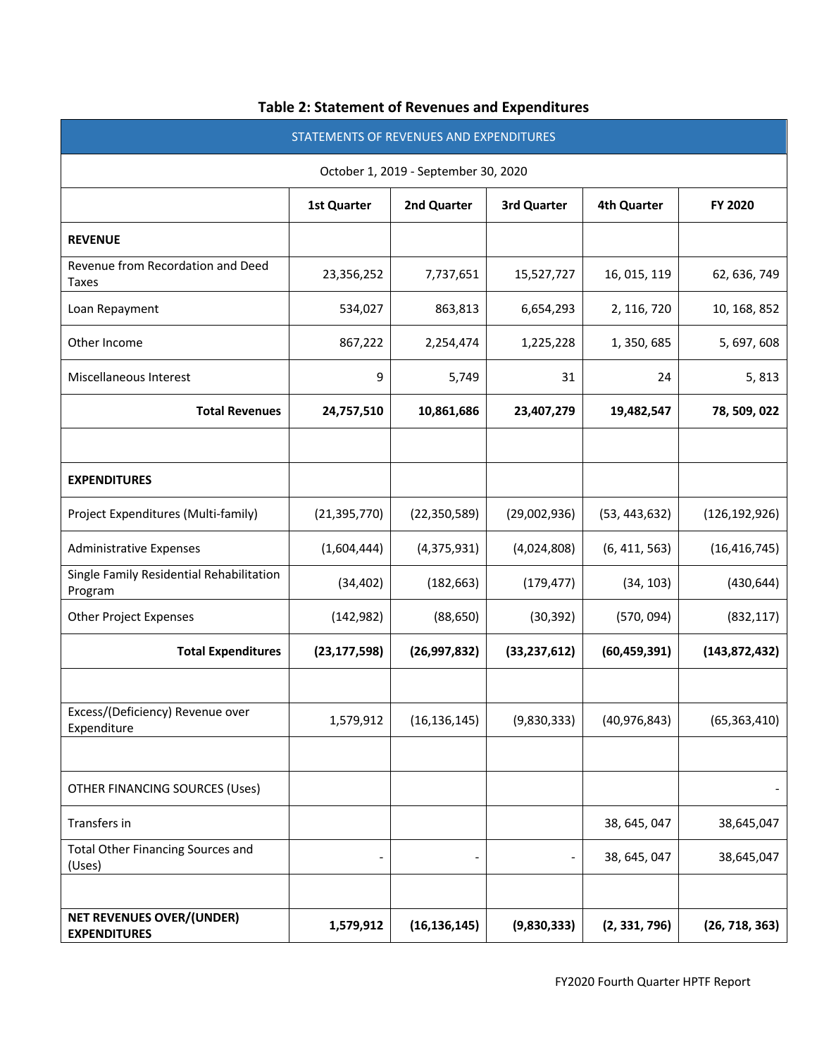## Table 2: Statement of Revenues and Expenditures

| STATEMENTS OF REVENUES AND EXPENDITURES | | | | | |
|---|---|---|---|---|---|
| October 1, 2019 - September 30, 2020 | | | | | |
| | 1st Quarter | 2nd Quarter | 3rd Quarter | 4th Quarter | FY 2020 |
| **REVENUE** | | | | | |
| Revenue from Recordation and Deed Taxes | 23,356,252 | 7,737,651 | 15,527,727 | 16, 015, 119 | 62, 636, 749 |
| Loan Repayment | 534,027 | 863,813 | 6,654,293 | 2, 116, 720 | 10, 168, 852 |
| Other Income | 867,222 | 2,254,474 | 1,225,228 | 1, 350, 685 | 5, 697, 608 |
| Miscellaneous Interest | 9 | 5,749 | 31 | 24 | 5, 813 |
| **Total Revenues** | **24,757,510** | **10,861,686** | **23,407,279** | **19,482,547** | **78, 509, 022** |
| | | | | | |
| **EXPENDITURES** | | | | | |
| Project Expenditures (Multi-family) | (21,395,770) | (22,350,589) | (29,002,936) | (53, 443,632) | (126,192,926) |
| Administrative Expenses | (1,604,444) | (4,375,931) | (4,024,808) | (6, 411, 563) | (16,416,745) |
| Single Family Residential Rehabilitation Program | (34,402) | (182,663) | (179,477) | (34, 103) | (430,644) |
| Other Project Expenses | (142,982) | (88,650) | (30,392) | (570, 094) | (832,117) |
| **Total Expenditures** | **(23,177,598)** | **(26,997,832)** | **(33,237,612)** | **(60,459,391)** | **(143,872,432)** |
| | | | | | |
| Excess/(Deficiency) Revenue over Expenditure | 1,579,912 | (16,136,145) | (9,830,333) | (40,976,843) | (65,363,410) |
| | | | | | |
| OTHER FINANCING SOURCES (Uses) | | | | | - |
| Transfers in | | | | 38, 645, 047 | 38,645,047 |
| Total Other Financing Sources and (Uses) | - | - | - | 38, 645, 047 | 38,645,047 |
| | | | | | |
| **NET REVENUES OVER/(UNDER) EXPENDITURES** | **1,579,912** | **(16,136,145)** | **(9,830,333)** | **(2, 331, 796)** | **(26, 718, 363)** |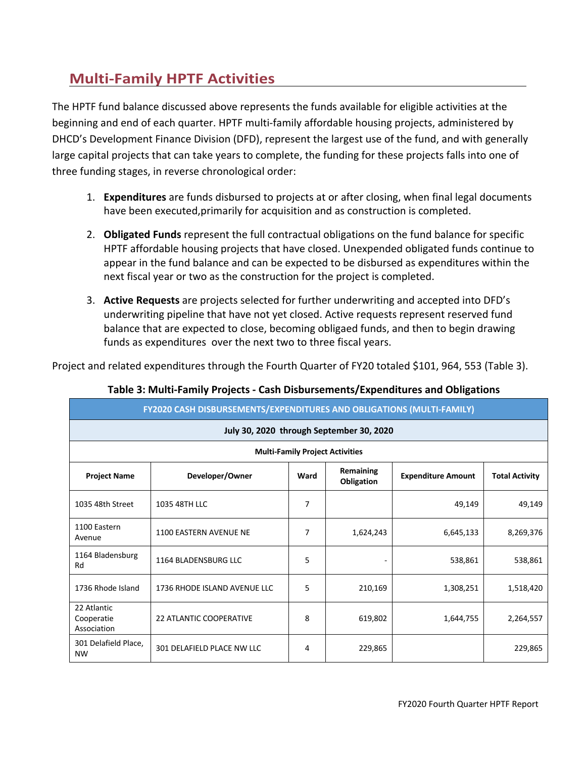## Multi-Family HPTF Activities

The HPTF fund balance discussed above represents the funds available for eligible activities at the beginning and end of each quarter. HPTF multi-family affordable housing projects, administered by DHCD's Development Finance Division (DFD), represent the largest use of the fund, and with generally large capital projects that can take years to complete, the funding for these projects falls into one of three funding stages, in reverse chronological order:

1. **Expenditures** are funds disbursed to projects at or after closing, when final legal documents have been executed,primarily for acquisition and as construction is completed.

2. **Obligated Funds** represent the full contractual obligations on the fund balance for specific HPTF affordable housing projects that have closed. Unexpended obligated funds continue to appear in the fund balance and can be expected to be disbursed as expenditures within the next fiscal year or two as the construction for the project is completed.

3. **Active Requests** are projects selected for further underwriting and accepted into DFD's underwriting pipeline that have not yet closed. Active requests represent reserved fund balance that are expected to close, becoming obligaed funds, and then to begin drawing funds as expenditures over the next two to three fiscal years.

Project and related expenditures through the Fourth Quarter of FY20 totaled $101, 964, 553 (Table 3).

**Table 3: Multi-Family Projects - Cash Disbursements/Expenditures and Obligations**

| FY2020 CASH DISBURSEMENTS/EXPENDITURES AND OBLIGATIONS (MULTI-FAMILY) | | | | | |
|---|---|---|---|---|---|
| July 30, 2020 through September 30, 2020 | | | | | |
| Multi-Family Project Activities | | | | | |
| **Project Name** | **Developer/Owner** | **Ward** | **Remaining Obligation** | **Expenditure Amount** | **Total Activity** |
| 1035 48th Street | 1035 48TH LLC | 7 | | 49,149 | 49,149 |
| 1100 Eastern Avenue | 1100 EASTERN AVENUE NE | 7 | 1,624,243 | 6,645,133 | 8,269,376 |
| 1164 Bladensburg Rd | 1164 BLADENSBURG LLC | 5 | - | 538,861 | 538,861 |
| 1736 Rhode Island | 1736 RHODE ISLAND AVENUE LLC | 5 | 210,169 | 1,308,251 | 1,518,420 |
| 22 Atlantic Cooperatie Association | 22 ATLANTIC COOPERATIVE | 8 | 619,802 | 1,644,755 | 2,264,557 |
| 301 Delafield Place, NW | 301 DELAFIELD PLACE NW LLC | 4 | 229,865 | | 229,865 |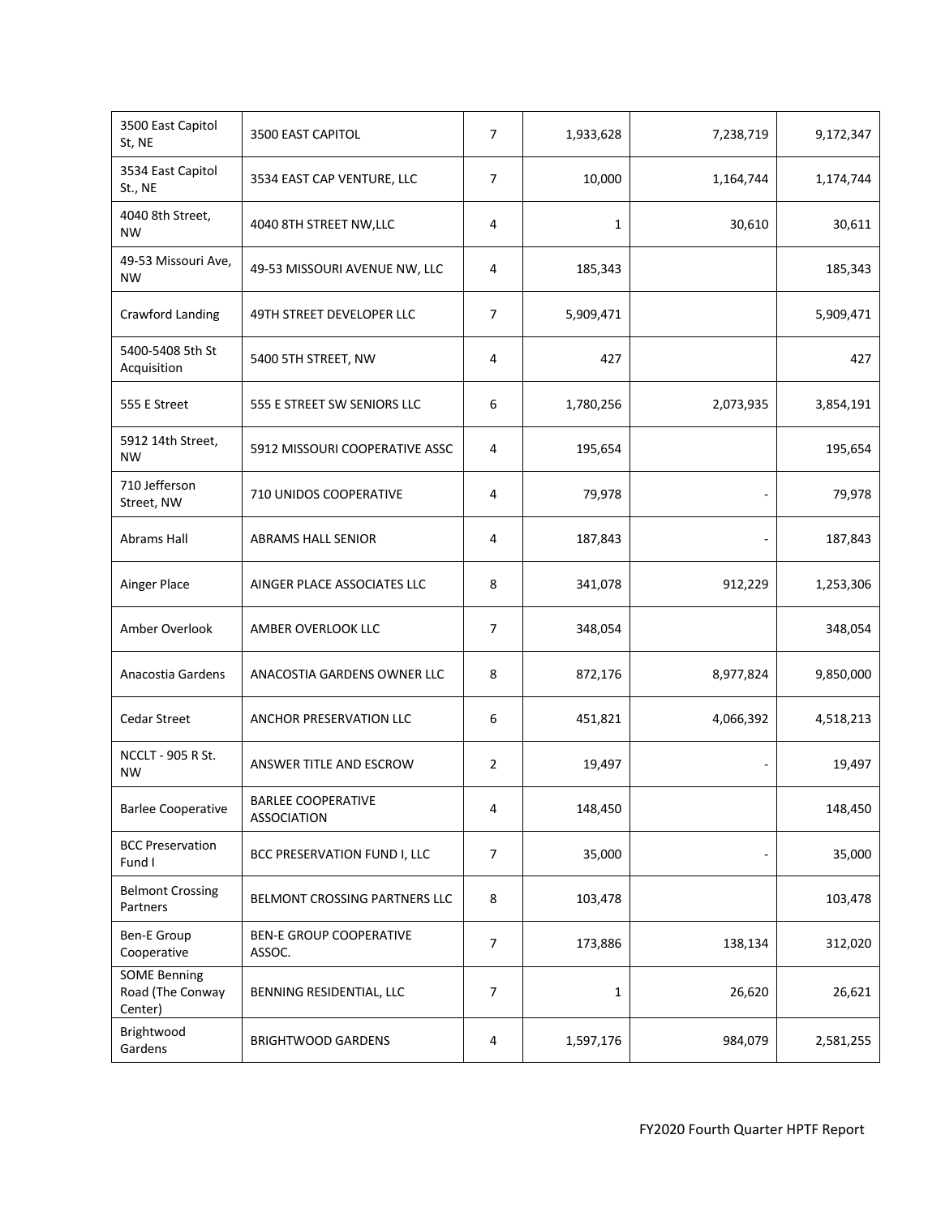| 3500 East Capitol St, NE | 3500 EAST CAPITOL | 7 | 1,933,628 | 7,238,719 | 9,172,347 |
|---|---|---|---|---|---|
| 3534 East Capitol St., NE | 3534 EAST CAP VENTURE, LLC | 7 | 10,000 | 1,164,744 | 1,174,744 |
| 4040 8th Street, NW | 4040 8TH STREET NW,LLC | 4 | 1 | 30,610 | 30,611 |
| 49-53 Missouri Ave, NW | 49-53 MISSOURI AVENUE NW, LLC | 4 | 185,343 | | 185,343 |
| Crawford Landing | 49TH STREET DEVELOPER LLC | 7 | 5,909,471 | | 5,909,471 |
| 5400-5408 5th St Acquisition | 5400 5TH STREET, NW | 4 | 427 | | 427 |
| 555 E Street | 555 E STREET SW SENIORS LLC | 6 | 1,780,256 | 2,073,935 | 3,854,191 |
| 5912 14th Street, NW | 5912 MISSOURI COOPERATIVE ASSC | 4 | 195,654 | | 195,654 |
| 710 Jefferson Street, NW | 710 UNIDOS COOPERATIVE | 4 | 79,978 | - | 79,978 |
| Abrams Hall | ABRAMS HALL SENIOR | 4 | 187,843 | - | 187,843 |
| Ainger Place | AINGER PLACE ASSOCIATES LLC | 8 | 341,078 | 912,229 | 1,253,306 |
| Amber Overlook | AMBER OVERLOOK LLC | 7 | 348,054 | | 348,054 |
| Anacostia Gardens | ANACOSTIA GARDENS OWNER LLC | 8 | 872,176 | 8,977,824 | 9,850,000 |
| Cedar Street | ANCHOR PRESERVATION LLC | 6 | 451,821 | 4,066,392 | 4,518,213 |
| NCCLT - 905 R St. NW | ANSWER TITLE AND ESCROW | 2 | 19,497 | - | 19,497 |
| Barlee Cooperative | BARLEE COOPERATIVE ASSOCIATION | 4 | 148,450 | | 148,450 |
| BCC Preservation Fund I | BCC PRESERVATION FUND I, LLC | 7 | 35,000 | - | 35,000 |
| Belmont Crossing Partners | BELMONT CROSSING PARTNERS LLC | 8 | 103,478 | | 103,478 |
| Ben-E Group Cooperative | BEN-E GROUP COOPERATIVE ASSOC. | 7 | 173,886 | 138,134 | 312,020 |
| SOME Benning Road (The Conway Center) | BENNING RESIDENTIAL, LLC | 7 | 1 | 26,620 | 26,621 |
| Brightwood Gardens | BRIGHTWOOD GARDENS | 4 | 1,597,176 | 984,079 | 2,581,255 |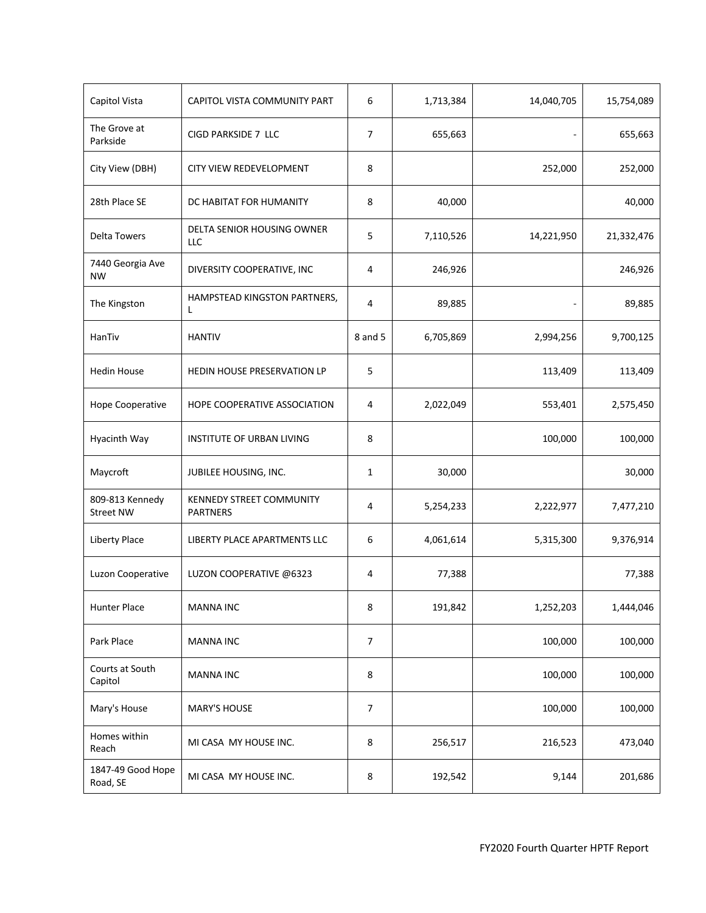| Capitol Vista | CAPITOL VISTA COMMUNITY PART | 6 | 1,713,384 | 14,040,705 | 15,754,089 |
|---|---|---|---|---|---|
| The Grove at Parkside | CIGD PARKSIDE 7 LLC | 7 | 655,663 | - | 655,663 |
| City View (DBH) | CITY VIEW REDEVELOPMENT | 8 | | 252,000 | 252,000 |
| 28th Place SE | DC HABITAT FOR HUMANITY | 8 | 40,000 | | 40,000 |
| Delta Towers | DELTA SENIOR HOUSING OWNER LLC | 5 | 7,110,526 | 14,221,950 | 21,332,476 |
| 7440 Georgia Ave NW | DIVERSITY COOPERATIVE, INC | 4 | 246,926 | | 246,926 |
| The Kingston | HAMPSTEAD KINGSTON PARTNERS, L | 4 | 89,885 | - | 89,885 |
| HanTiv | HANTIV | 8 and 5 | 6,705,869 | 2,994,256 | 9,700,125 |
| Hedin House | HEDIN HOUSE PRESERVATION LP | 5 | | 113,409 | 113,409 |
| Hope Cooperative | HOPE COOPERATIVE ASSOCIATION | 4 | 2,022,049 | 553,401 | 2,575,450 |
| Hyacinth Way | INSTITUTE OF URBAN LIVING | 8 | | 100,000 | 100,000 |
| Maycroft | JUBILEE HOUSING, INC. | 1 | 30,000 | | 30,000 |
| 809-813 Kennedy Street NW | KENNEDY STREET COMMUNITY PARTNERS | 4 | 5,254,233 | 2,222,977 | 7,477,210 |
| Liberty Place | LIBERTY PLACE APARTMENTS LLC | 6 | 4,061,614 | 5,315,300 | 9,376,914 |
| Luzon Cooperative | LUZON COOPERATIVE @6323 | 4 | 77,388 | | 77,388 |
| Hunter Place | MANNA INC | 8 | 191,842 | 1,252,203 | 1,444,046 |
| Park Place | MANNA INC | 7 | | 100,000 | 100,000 |
| Courts at South Capitol | MANNA INC | 8 | | 100,000 | 100,000 |
| Mary's House | MARY'S HOUSE | 7 | | 100,000 | 100,000 |
| Homes within Reach | MI CASA MY HOUSE INC. | 8 | 256,517 | 216,523 | 473,040 |
| 1847-49 Good Hope Road, SE | MI CASA MY HOUSE INC. | 8 | 192,542 | 9,144 | 201,686 |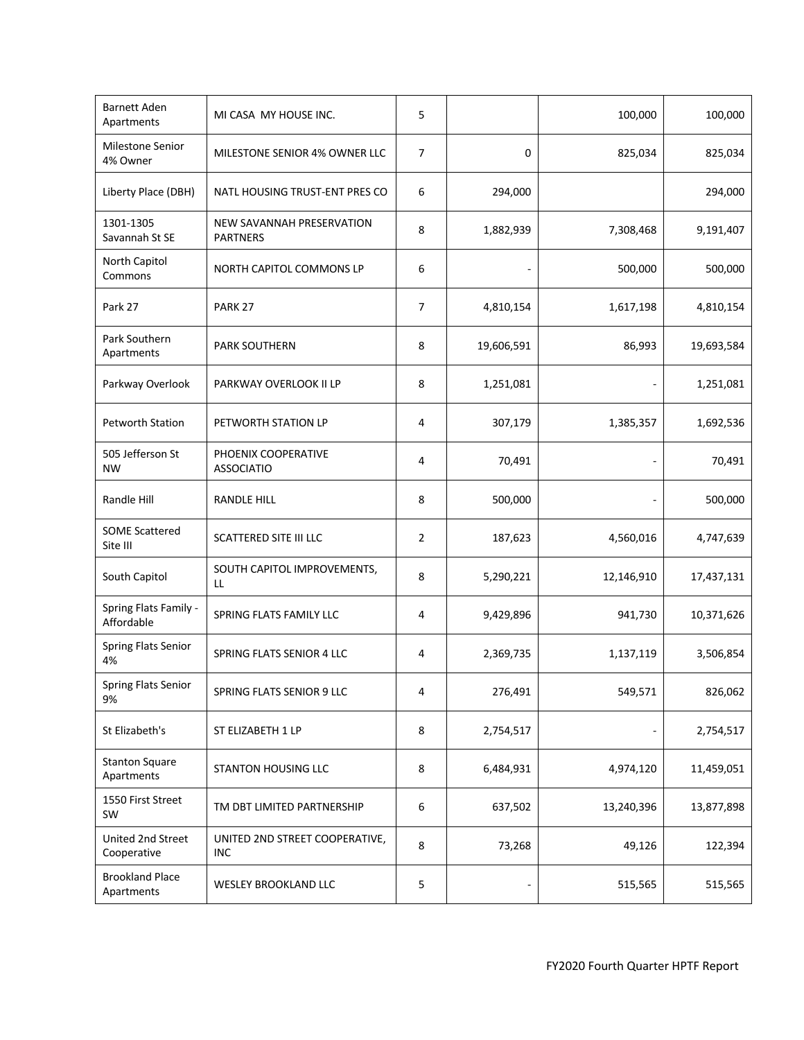| | | | | | |
|---|---|---|---|---|---|
| Barnett Aden Apartments | MI CASA MY HOUSE INC. | 5 | | 100,000 | 100,000 |
| Milestone Senior 4% Owner | MILESTONE SENIOR 4% OWNER LLC | 7 | 0 | 825,034 | 825,034 |
| Liberty Place (DBH) | NATL HOUSING TRUST-ENT PRES CO | 6 | 294,000 | | 294,000 |
| 1301-1305 Savannah St SE | NEW SAVANNAH PRESERVATION PARTNERS | 8 | 1,882,939 | 7,308,468 | 9,191,407 |
| North Capitol Commons | NORTH CAPITOL COMMONS LP | 6 | - | 500,000 | 500,000 |
| Park 27 | PARK 27 | 7 | 4,810,154 | 1,617,198 | 4,810,154 |
| Park Southern Apartments | PARK SOUTHERN | 8 | 19,606,591 | 86,993 | 19,693,584 |
| Parkway Overlook | PARKWAY OVERLOOK II LP | 8 | 1,251,081 | - | 1,251,081 |
| Petworth Station | PETWORTH STATION LP | 4 | 307,179 | 1,385,357 | 1,692,536 |
| 505 Jefferson St NW | PHOENIX COOPERATIVE ASSOCIATIO | 4 | 70,491 | - | 70,491 |
| Randle Hill | RANDLE HILL | 8 | 500,000 | - | 500,000 |
| SOME Scattered Site III | SCATTERED SITE III LLC | 2 | 187,623 | 4,560,016 | 4,747,639 |
| South Capitol | SOUTH CAPITOL IMPROVEMENTS, LL | 8 | 5,290,221 | 12,146,910 | 17,437,131 |
| Spring Flats Family - Affordable | SPRING FLATS FAMILY LLC | 4 | 9,429,896 | 941,730 | 10,371,626 |
| Spring Flats Senior 4% | SPRING FLATS SENIOR 4 LLC | 4 | 2,369,735 | 1,137,119 | 3,506,854 |
| Spring Flats Senior 9% | SPRING FLATS SENIOR 9 LLC | 4 | 276,491 | 549,571 | 826,062 |
| St Elizabeth's | ST ELIZABETH 1 LP | 8 | 2,754,517 | - | 2,754,517 |
| Stanton Square Apartments | STANTON HOUSING LLC | 8 | 6,484,931 | 4,974,120 | 11,459,051 |
| 1550 First Street SW | TM DBT LIMITED PARTNERSHIP | 6 | 637,502 | 13,240,396 | 13,877,898 |
| United 2nd Street Cooperative | UNITED 2ND STREET COOPERATIVE, INC | 8 | 73,268 | 49,126 | 122,394 |
| Brookland Place Apartments | WESLEY BROOKLAND LLC | 5 | - | 515,565 | 515,565 |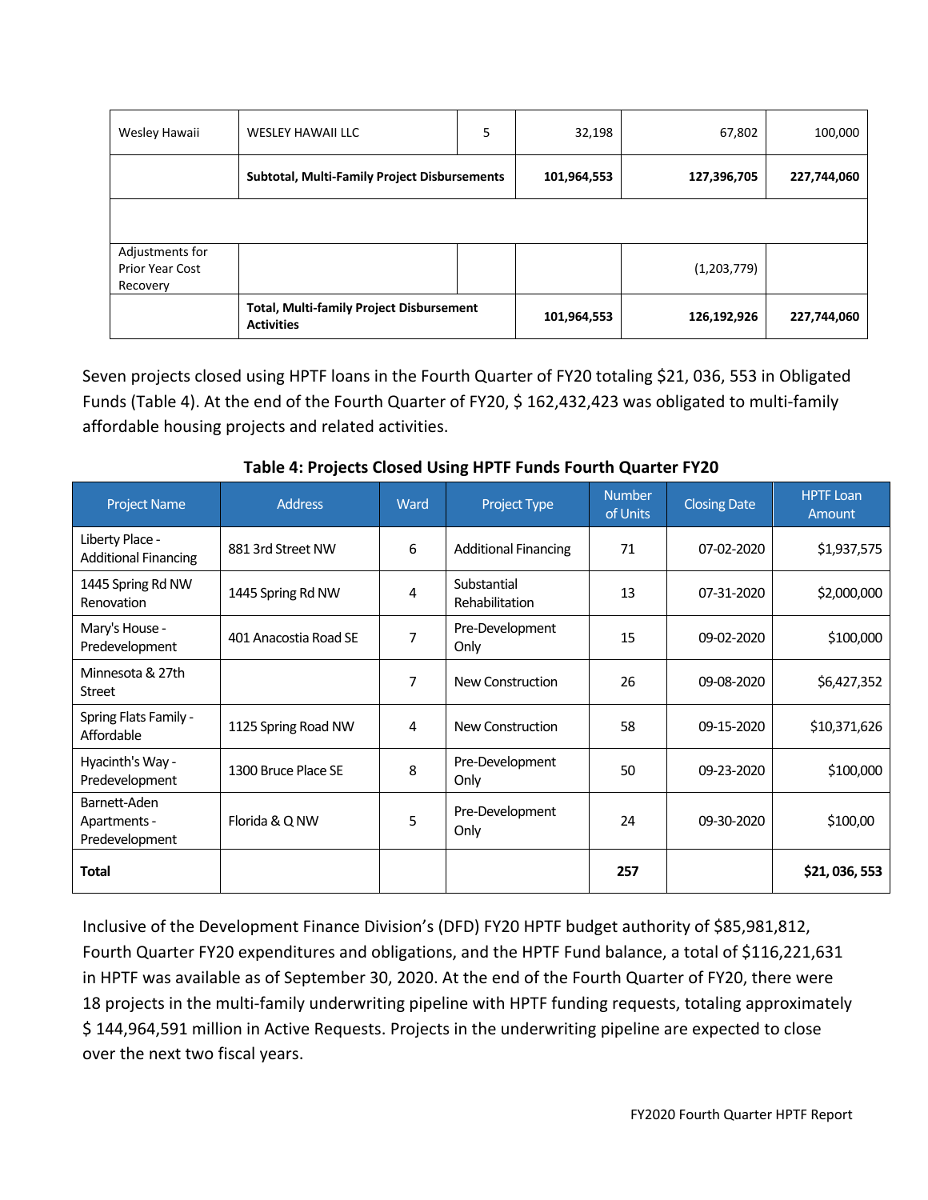| | | | | | |
|---|---|---|---|---|---|
| Wesley Hawaii | WESLEY HAWAII LLC | 5 | 32,198 | 67,802 | 100,000 |
| | **Subtotal, Multi-Family Project Disbursements** | | **101,964,553** | **127,396,705** | **227,744,060** |
| | | | | | |
| Adjustments for Prior Year Cost Recovery | | | | (1,203,779) | |
| | **Total, Multi-family Project Disbursement Activities** | | **101,964,553** | **126,192,926** | **227,744,060** |

Seven projects closed using HPTF loans in the Fourth Quarter of FY20 totaling $21, 036, 553 in Obligated Funds (Table 4). At the end of the Fourth Quarter of FY20, $ 162,432,423 was obligated to multi-family affordable housing projects and related activities.

**Table 4: Projects Closed Using HPTF Funds Fourth Quarter FY20**

| Project Name | Address | Ward | Project Type | Number of Units | Closing Date | HPTF Loan Amount |
|---|---|---|---|---|---|---|
| Liberty Place - Additional Financing | 881 3rd Street NW | 6 | Additional Financing | 71 | 07-02-2020 | $1,937,575 |
| 1445 Spring Rd NW Renovation | 1445 Spring Rd NW | 4 | Substantial Rehabilitation | 13 | 07-31-2020 | $2,000,000 |
| Mary's House - Predevelopment | 401 Anacostia Road SE | 7 | Pre-Development Only | 15 | 09-02-2020 | $100,000 |
| Minnesota & 27th Street | | 7 | New Construction | 26 | 09-08-2020 | $6,427,352 |
| Spring Flats Family - Affordable | 1125 Spring Road NW | 4 | New Construction | 58 | 09-15-2020 | $10,371,626 |
| Hyacinth's Way - Predevelopment | 1300 Bruce Place SE | 8 | Pre-Development Only | 50 | 09-23-2020 | $100,000 |
| Barnett-Aden Apartments - Predevelopment | Florida & Q NW | 5 | Pre-Development Only | 24 | 09-30-2020 | $100,00 |
| **Total** | | | | **257** | | **$21, 036, 553** |

Inclusive of the Development Finance Division's (DFD) FY20 HPTF budget authority of $85,981,812, Fourth Quarter FY20 expenditures and obligations, and the HPTF Fund balance, a total of $116,221,631 in HPTF was available as of September 30, 2020. At the end of the Fourth Quarter of FY20, there were 18 projects in the multi-family underwriting pipeline with HPTF funding requests, totaling approximately $ 144,964,591 million in Active Requests. Projects in the underwriting pipeline are expected to close over the next two fiscal years.